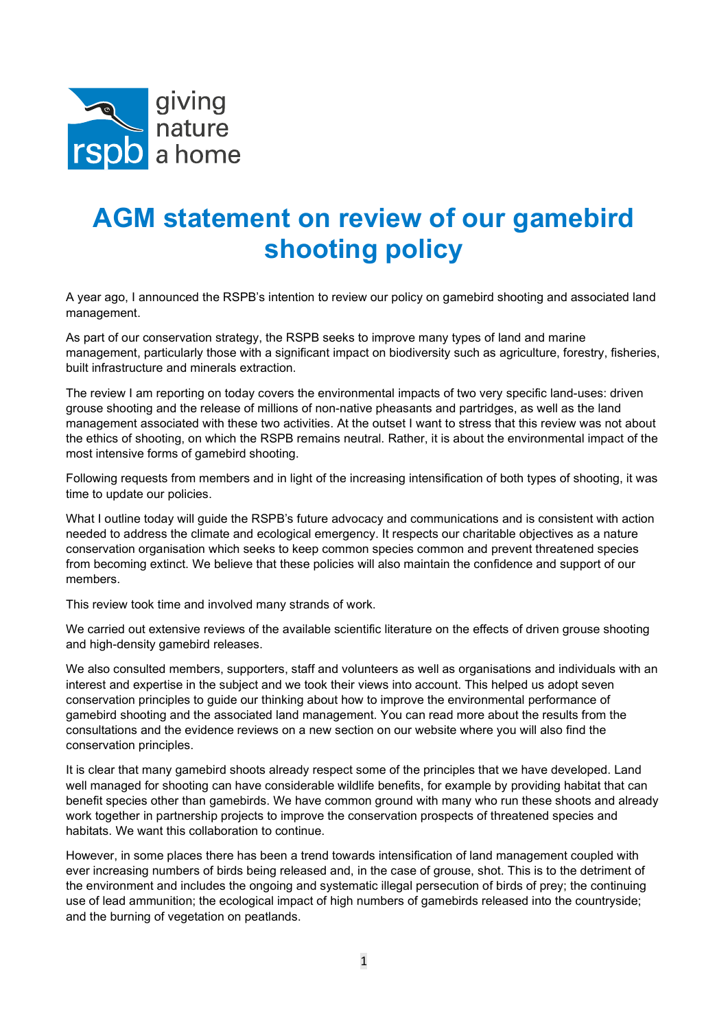giving nature a home

# AGM statement on review of our gamebird shooting policy

A year ago, I announced the RSPB's intention to review our policy on gamebird shooting and associated land management.

As part of our conservation strategy, the RSPB seeks to improve many types of land and marine management, particularly those with a significant impact on biodiversity such as agriculture, forestry, fisheries, built infrastructure and minerals extraction.

The review I am reporting on today covers the environmental impacts of two very specific land-uses: driven grouse shooting and the release of millions of non-native pheasants and partridges, as well as the land management associated with these two activities. At the outset I want to stress that this review was not about the ethics of shooting, on which the RSPB remains neutral. Rather, it is about the environmental impact of the most intensive forms of gamebird shooting.

Following requests from members and in light of the increasing intensification of both types of shooting, it was time to update our policies.

What I outline today will guide the RSPB's future advocacy and communications and is consistent with action needed to address the climate and ecological emergency. It respects our charitable objectives as a nature conservation organisation which seeks to keep common species common and prevent threatened species from becoming extinct. We believe that these policies will also maintain the confidence and support of our members.

This review took time and involved many strands of work.

We carried out extensive reviews of the available scientific literature on the effects of driven grouse shooting and high-density gamebird releases.

We also consulted members, supporters, staff and volunteers as well as organisations and individuals with an interest and expertise in the subject and we took their views into account. This helped us adopt seven conservation principles to guide our thinking about how to improve the environmental performance of gamebird shooting and the associated land management. You can read more about the results from the consultations and the evidence reviews on a new section on our website where you will also find the conservation principles.

It is clear that many gamebird shoots already respect some of the principles that we have developed. Land well managed for shooting can have considerable wildlife benefits, for example by providing habitat that can benefit species other than gamebirds. We have common ground with many who run these shoots and already work together in partnership projects to improve the conservation prospects of threatened species and habitats. We want this collaboration to continue.

However, in some places there has been a trend towards intensification of land management coupled with ever increasing numbers of birds being released and, in the case of grouse, shot. This is to the detriment of the environment and includes the ongoing and systematic illegal persecution of birds of prey; the continuing use of lead ammunition; the ecological impact of high numbers of gamebirds released into the countryside; and the burning of vegetation on peatlands.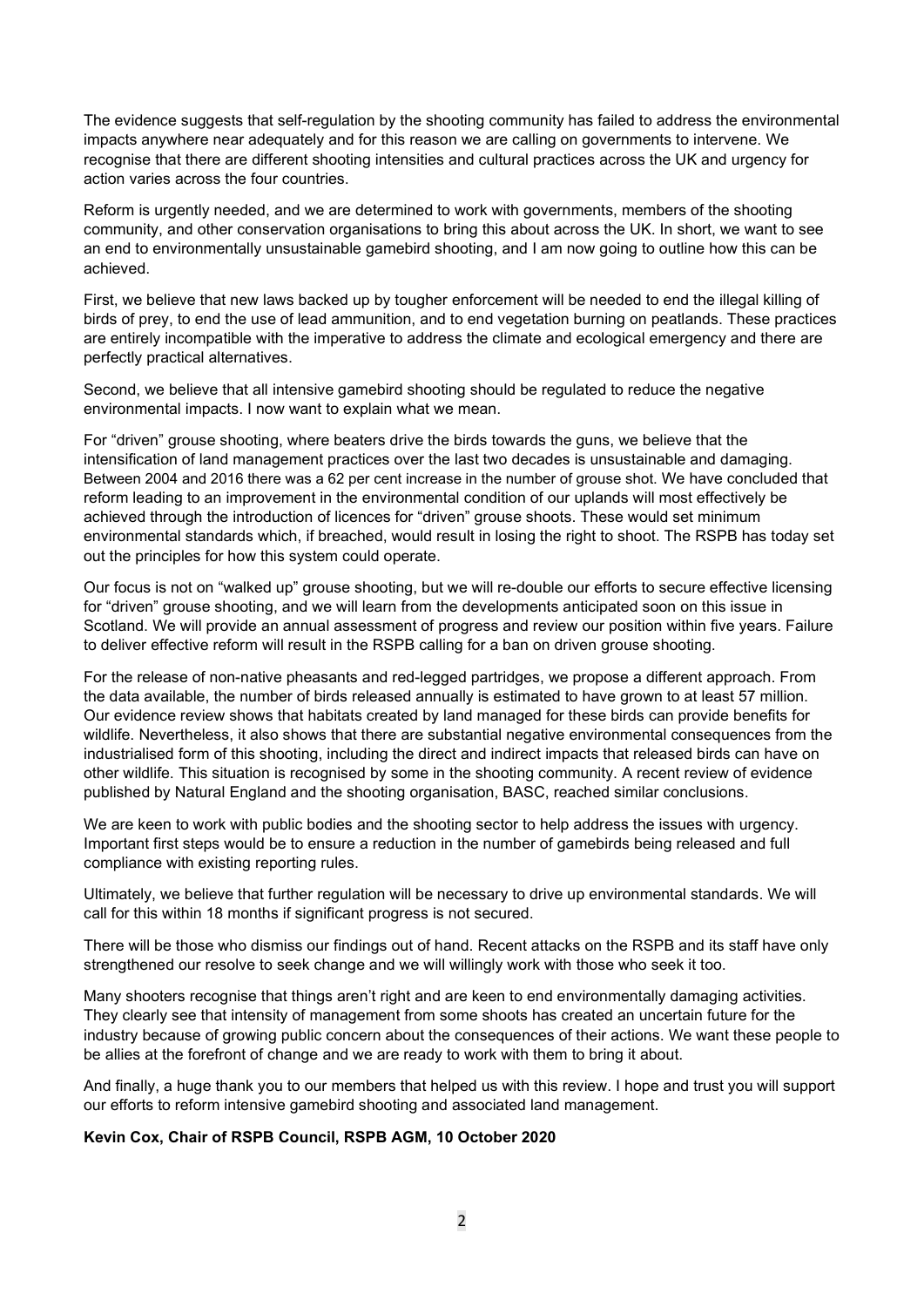The evidence suggests that self-regulation by the shooting community has failed to address the environmental impacts anywhere near adequately and for this reason we are calling on governments to intervene. We recognise that there are different shooting intensities and cultural practices across the UK and urgency for action varies across the four countries.

Reform is urgently needed, and we are determined to work with governments, members of the shooting community, and other conservation organisations to bring this about across the UK. In short, we want to see an end to environmentally unsustainable gamebird shooting, and I am now going to outline how this can be achieved.

First, we believe that new laws backed up by tougher enforcement will be needed to end the illegal killing of birds of prey, to end the use of lead ammunition, and to end vegetation burning on peatlands. These practices are entirely incompatible with the imperative to address the climate and ecological emergency and there are perfectly practical alternatives.

Second, we believe that all intensive gamebird shooting should be regulated to reduce the negative environmental impacts. I now want to explain what we mean.

For "driven" grouse shooting, where beaters drive the birds towards the guns, we believe that the intensification of land management practices over the last two decades is unsustainable and damaging. Between 2004 and 2016 there was a 62 per cent increase in the number of grouse shot. We have concluded that reform leading to an improvement in the environmental condition of our uplands will most effectively be achieved through the introduction of licences for "driven" grouse shoots. These would set minimum environmental standards which, if breached, would result in losing the right to shoot. The RSPB has today set out the principles for how this system could operate.

Our focus is not on "walked up" grouse shooting, but we will re-double our efforts to secure effective licensing for "driven" grouse shooting, and we will learn from the developments anticipated soon on this issue in Scotland. We will provide an annual assessment of progress and review our position within five years. Failure to deliver effective reform will result in the RSPB calling for a ban on driven grouse shooting.

For the release of non-native pheasants and red-legged partridges, we propose a different approach. From the data available, the number of birds released annually is estimated to have grown to at least 57 million. Our evidence review shows that habitats created by land managed for these birds can provide benefits for wildlife. Nevertheless, it also shows that there are substantial negative environmental consequences from the industrialised form of this shooting, including the direct and indirect impacts that released birds can have on other wildlife. This situation is recognised by some in the shooting community. A recent review of evidence published by Natural England and the shooting organisation, BASC, reached similar conclusions.

We are keen to work with public bodies and the shooting sector to help address the issues with urgency. Important first steps would be to ensure a reduction in the number of gamebirds being released and full compliance with existing reporting rules.

Ultimately, we believe that further regulation will be necessary to drive up environmental standards. We will call for this within 18 months if significant progress is not secured.

There will be those who dismiss our findings out of hand. Recent attacks on the RSPB and its staff have only strengthened our resolve to seek change and we will willingly work with those who seek it too.

Many shooters recognise that things aren't right and are keen to end environmentally damaging activities. They clearly see that intensity of management from some shoots has created an uncertain future for the industry because of growing public concern about the consequences of their actions. We want these people to be allies at the forefront of change and we are ready to work with them to bring it about.

And finally, a huge thank you to our members that helped us with this review. I hope and trust you will support our efforts to reform intensive gamebird shooting and associated land management.

**Kevin Cox, Chair of RSPB Council, RSPB AGM, 10 October 2020**